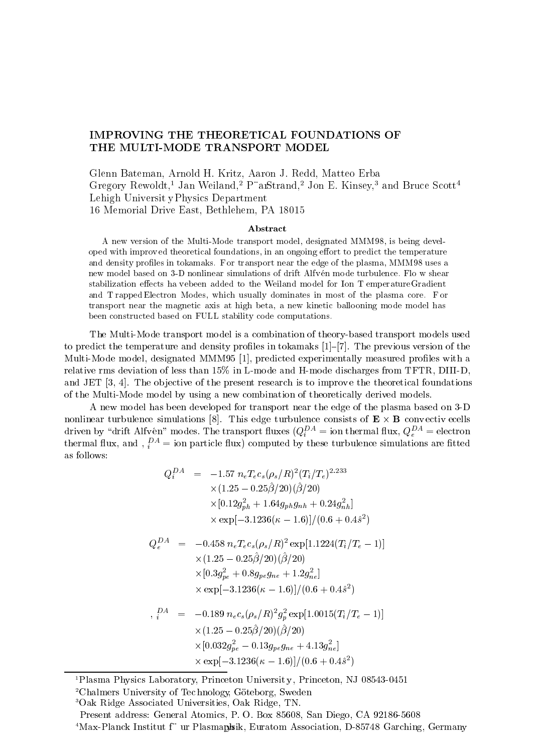# IMPROVING THE THEORETICAL FOUNDATIONS OF THE MULTI-MODE TRANSPORT MODEL

Glenn Bateman, Arnold H. Kritz, Aaron J. Redd, Matteo Erba
Gregory Rewoldt,[1] Jan Weiland,[2] Pär Strand,[2] Jon E. Kinsey,[3] and Bruce Scott[4]
Lehigh University Physics Department
16 Memorial Drive East, Bethlehem, PA 18015

### Abstract

A new version of the Multi-Mode transport model, designated MMM98, is being developed with improved theoretical foundations, in an ongoing effort to predict the temperature and density profiles in tokamaks. For transport near the edge of the plasma, MMM98 uses a new model based on 3-D nonlinear simulations of drift Alfvén mode turbulence. Flow shear stabilization effects have been added to the Weiland model for Ion Temperature Gradient and Trapped Electron Modes, which usually dominates in most of the plasma core. For transport near the magnetic axis at high beta, a new kinetic ballooning mode model has been constructed based on FULL stability code computations.

The Multi-Mode transport model is a combination of theory-based transport models used to predict the temperature and density profiles in tokamaks [1]–[7]. The previous version of the Multi-Mode model, designated MMM95 [1], predicted experimentally measured profiles with a relative rms deviation of less than 15% in L-mode and H-mode discharges from TFTR, DIII-D, and JET [3, 4]. The objective of the present research is to improve the theoretical foundations of the Multi-Mode model by using a new combination of theoretically derived models.

A new model has been developed for transport near the edge of the plasma based on 3-D nonlinear turbulence simulations [8]. This edge turbulence consists of $\mathbf{E}\times\mathbf{B}$ convective cells driven by "drift Alfvén" modes. The transport fluxes ($Q_i^{DA}$ = ion thermal flux, $Q_e^{DA}$ = electron thermal flux, and $\Gamma_i^{DA}$ = ion particle flux) computed by these turbulence simulations are fitted as follows:

$$
\begin{aligned}
Q_i^{DA} &= -1.57\, n_e T_e c_s (\rho_s/R)^2 (T_i/T_e)^{2.233} \\
&\quad \times (1.25 - 0.25\hat{\beta}/20)(\hat{\beta}/20) \\
&\quad \times [0.12 g_{ph}^2 + 1.64 g_{ph} g_{nh} + 0.24 g_{nh}^2] \\
&\quad \times \exp[-3.1236(\kappa - 1.6)]/(0.6 + 0.4\hat{s}^2)
\end{aligned}
$$

$$
\begin{aligned}
Q_e^{DA} &= -0.458\, n_e T_e c_s (\rho_s/R)^2 \exp[1.1224(T_i/T_e - 1)] \\
&\quad \times (1.25 - 0.25\hat{\beta}/20)(\hat{\beta}/20) \\
&\quad \times [0.3 g_{pe}^2 + 0.8 g_{pe} g_{ne} + 1.2 g_{ne}^2] \\
&\quad \times \exp[-3.1236(\kappa - 1.6)]/(0.6 + 0.4\hat{s}^2)
\end{aligned}
$$

$$
\begin{aligned}
\Gamma_i^{DA} &= -0.189\, n_e c_s (\rho_s/R)^2 g_p^2 \exp[1.0015(T_i/T_e - 1)] \\
&\quad \times (1.25 - 0.25\hat{\beta}/20)(\hat{\beta}/20) \\
&\quad \times [0.032 g_{pe}^2 - 0.13 g_{pe} g_{ne} + 4.13 g_{ne}^2] \\
&\quad \times \exp[-3.1236(\kappa - 1.6)]/(0.6 + 0.4\hat{s}^2)
\end{aligned}
$$

---

[1] Plasma Physics Laboratory, Princeton University, Princeton, NJ 08543-0451

[2] Chalmers University of Technology, Göteborg, Sweden

[3] Oak Ridge Associated Universities, Oak Ridge, TN.
Present address: General Atomics, P. O. Box 85608, San Diego, CA 92186-5608

[4] Max-Planck Institut für Plasmaphysik, Euratom Association, D-85748 Garching, Germany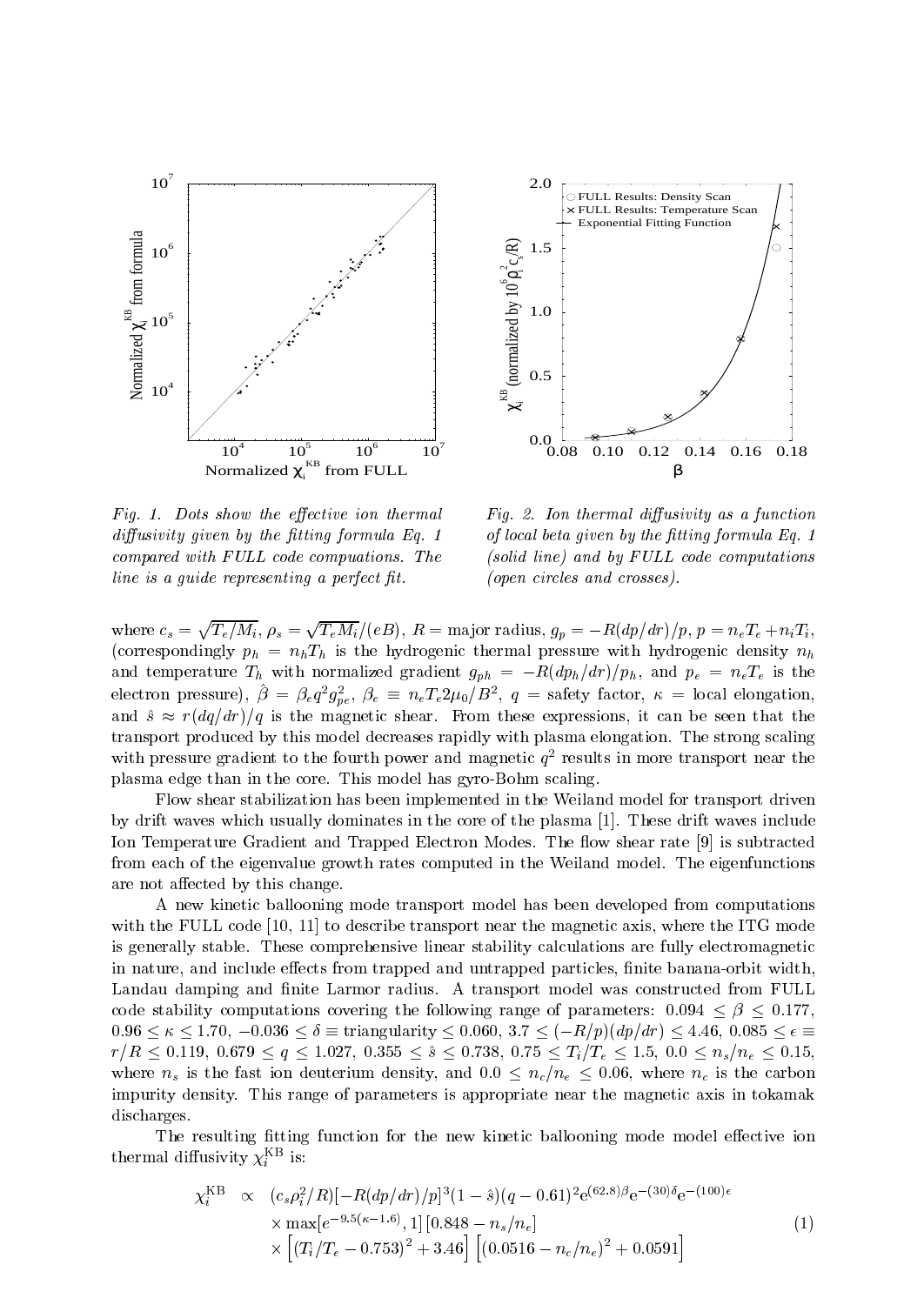*Fig. 1. Dots show the effective ion thermal diffusivity given by the fitting formula Eq. 1 compared with FULL code compuations. The line is a guide representing a perfect fit.*

*Fig. 2. Ion thermal diffusivity as a function of local beta given by the fitting formula Eq. 1 (solid line) and by FULL code computations (open circles and crosses).*

where $c_s = \sqrt{T_e/M_i}$, $\rho_s = \sqrt{T_e M_i}/(eB)$, $R =$ major radius, $g_p = -R(dp/dr)/p$, $p = n_e T_e + n_i T_i$, (correspondingly $p_h = n_h T_h$ is the hydrogenic thermal pressure with hydrogenic density $n_h$ and temperature $T_h$ with normalized gradient $g_{ph} = -R(dp_h/dr)/p_h$, and $p_e = n_e T_e$ is the electron pressure), $\hat{\beta} = \beta_e q^2 g_{pe}^2$, $\beta_e \equiv n_e T_e 2\mu_0/B^2$, $q =$ safety factor, $\kappa =$ local elongation, and $\hat{s} \approx r(dq/dr)/q$ is the magnetic shear. From these expressions, it can be seen that the transport produced by this model decreases rapidly with plasma elongation. The strong scaling with pressure gradient to the fourth power and magnetic $q^2$ results in more transport near the plasma edge than in the core. This model has gyro-Bohm scaling.

Flow shear stabilization has been implemented in the Weiland model for transport driven by drift waves which usually dominates in the core of the plasma [1]. These drift waves include Ion Temperature Gradient and Trapped Electron Modes. The flow shear rate [9] is subtracted from each of the eigenvalue growth rates computed in the Weiland model. The eigenfunctions are not affected by this change.

A new kinetic ballooning mode transport model has been developed from computations with the FULL code [10, 11] to describe transport near the magnetic axis, where the ITG mode is generally stable. These comprehensive linear stability calculations are fully electromagnetic in nature, and include effects from trapped and untrapped particles, finite banana-orbit width, Landau damping and finite Larmor radius. A transport model was constructed from FULL code stability computations covering the following range of parameters: $0.094 \leq \beta \leq 0.177$, $0.96 \leq \kappa \leq 1.70$, $-0.036 \leq \delta \equiv$ triangularity $\leq 0.060$, $3.7 \leq (-R/p)(dp/dr) \leq 4.46$, $0.085 \leq \epsilon \equiv r/R \leq 0.119$, $0.679 \leq q \leq 1.027$, $0.355 \leq \hat{s} \leq 0.738$, $0.75 \leq T_i/T_e \leq 1.5$, $0.0 \leq n_s/n_e \leq 0.15$, where $n_s$ is the fast ion deuterium density, and $0.0 \leq n_c/n_e \leq 0.06$, where $n_c$ is the carbon impurity density. This range of parameters is appropriate near the magnetic axis in tokamak discharges.

The resulting fitting function for the new kinetic ballooning mode model effective ion thermal diffusivity $\chi_i^{\mathrm{KB}}$ is:

$$
\begin{aligned}
\chi_i^{\mathrm{KB}} \propto\ & (c_s \rho_i^2/R)[-R(dp/dr)/p]^3(1-\hat{s})(q-0.61)^2 \mathrm{e}^{(62.8)\beta} \mathrm{e}^{-(30)\delta} \mathrm{e}^{-(100)\epsilon} \\
& \times \max[e^{-9.5(\kappa-1.6)}, 1]\,[0.848 - n_s/n_e] \\
& \times \left[(T_i/T_e - 0.753)^2 + 3.46\right]\left[(0.0516 - n_c/n_e)^2 + 0.0591\right]
\end{aligned} \qquad (1)
$$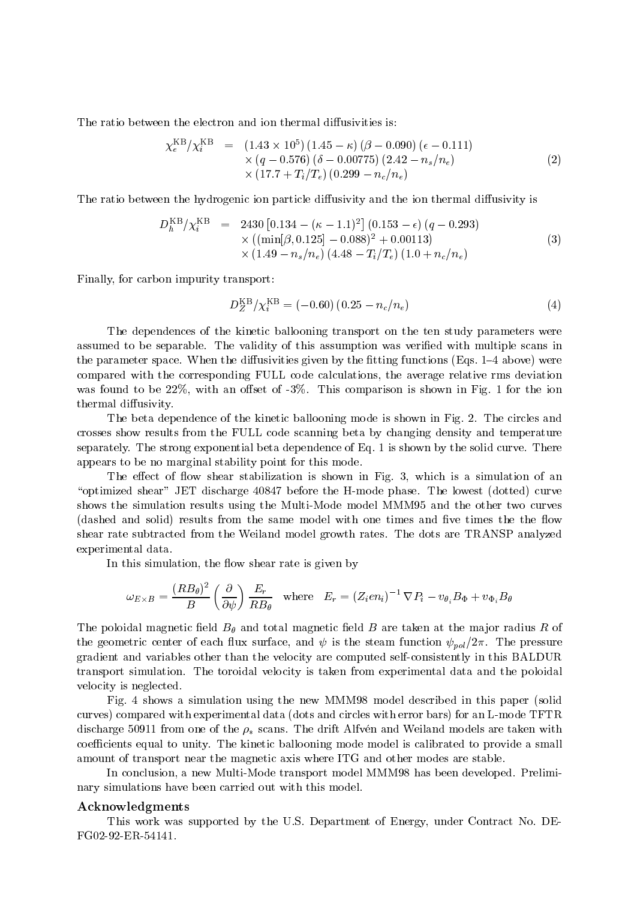The ratio between the electron and ion thermal diffusivities is:

$$
\begin{aligned}
\chi_e^{\rm KB}/\chi_i^{\rm KB} &= (1.43\times 10^5)\,(1.45-\kappa)\,(\beta-0.090)\,(\epsilon-0.111) \\
&\quad \times (q-0.576)\,(\delta-0.00775)\,(2.42-n_s/n_e) \\
&\quad \times (17.7+T_i/T_e)\,(0.299-n_c/n_e)
\end{aligned} \tag{2}
$$

The ratio between the hydrogenic ion particle diffusivity and the ion thermal diffusivity is

$$
\begin{aligned}
D_h^{\rm KB}/\chi_i^{\rm KB} &= 2430\left[0.134-(\kappa-1.1)^2\right](0.153-\epsilon)\,(q-0.293) \\
&\quad \times \left((\min[\beta,0.125]-0.088)^2+0.00113\right) \\
&\quad \times (1.49-n_s/n_e)\,(4.48-T_i/T_e)\,(1.0+n_c/n_e)
\end{aligned} \tag{3}
$$

Finally, for carbon impurity transport:

$$
D_Z^{\rm KB}/\chi_i^{\rm KB} = (-0.60)\,(0.25-n_c/n_e) \tag{4}
$$

The dependences of the kinetic ballooning transport on the ten study parameters were assumed to be separable. The validity of this assumption was verified with multiple scans in the parameter space. When the diffusivities given by the fitting functions (Eqs. 1–4 above) were compared with the corresponding FULL code calculations, the average relative rms deviation was found to be 22%, with an offset of -3%. This comparison is shown in Fig. 1 for the ion thermal diffusivity.

The beta dependence of the kinetic ballooning mode is shown in Fig. 2. The circles and crosses show results from the FULL code scanning beta by changing density and temperature separately. The strong exponential beta dependence of Eq. 1 is shown by the solid curve. There appears to be no marginal stability point for this mode.

The effect of flow shear stabilization is shown in Fig. 3, which is a simulation of an "optimized shear" JET discharge 40847 before the H-mode phase. The lowest (dotted) curve shows the simulation results using the Multi-Mode model MMM95 and the other two curves (dashed and solid) results from the same model with one times and five times the the flow shear rate subtracted from the Weiland model growth rates. The dots are TRANSP analyzed experimental data.

In this simulation, the flow shear rate is given by

$$
\omega_{E\times B} = \frac{(RB_\theta)^2}{B}\left(\frac{\partial}{\partial\psi}\right)\frac{E_r}{RB_\theta} \quad \text{where} \quad E_r = (Z_i e n_i)^{-1}\nabla P_i - v_{\theta_i}B_\Phi + v_{\Phi_i}B_\theta
$$

The poloidal magnetic field $B_\theta$ and total magnetic field $B$ are taken at the major radius $R$ of the geometric center of each flux surface, and $\psi$ is the steam function $\psi_{pol}/2\pi$. The pressure gradient and variables other than the velocity are computed self-consistently in this BALDUR transport simulation. The toroidal velocity is taken from experimental data and the poloidal velocity is neglected.

Fig. 4 shows a simulation using the new MMM98 model described in this paper (solid curves) compared with experimental data (dots and circles with error bars) for an L-mode TFTR discharge 50911 from one of the $\rho_*$ scans. The drift Alfvén and Weiland models are taken with coefficients equal to unity. The kinetic ballooning mode model is calibrated to provide a small amount of transport near the magnetic axis where ITG and other modes are stable.

In conclusion, a new Multi-Mode transport model MMM98 has been developed. Preliminary simulations have been carried out with this model.

## Acknowledgments

This work was supported by the U.S. Department of Energy, under Contract No. DE-FG02-92-ER-54141.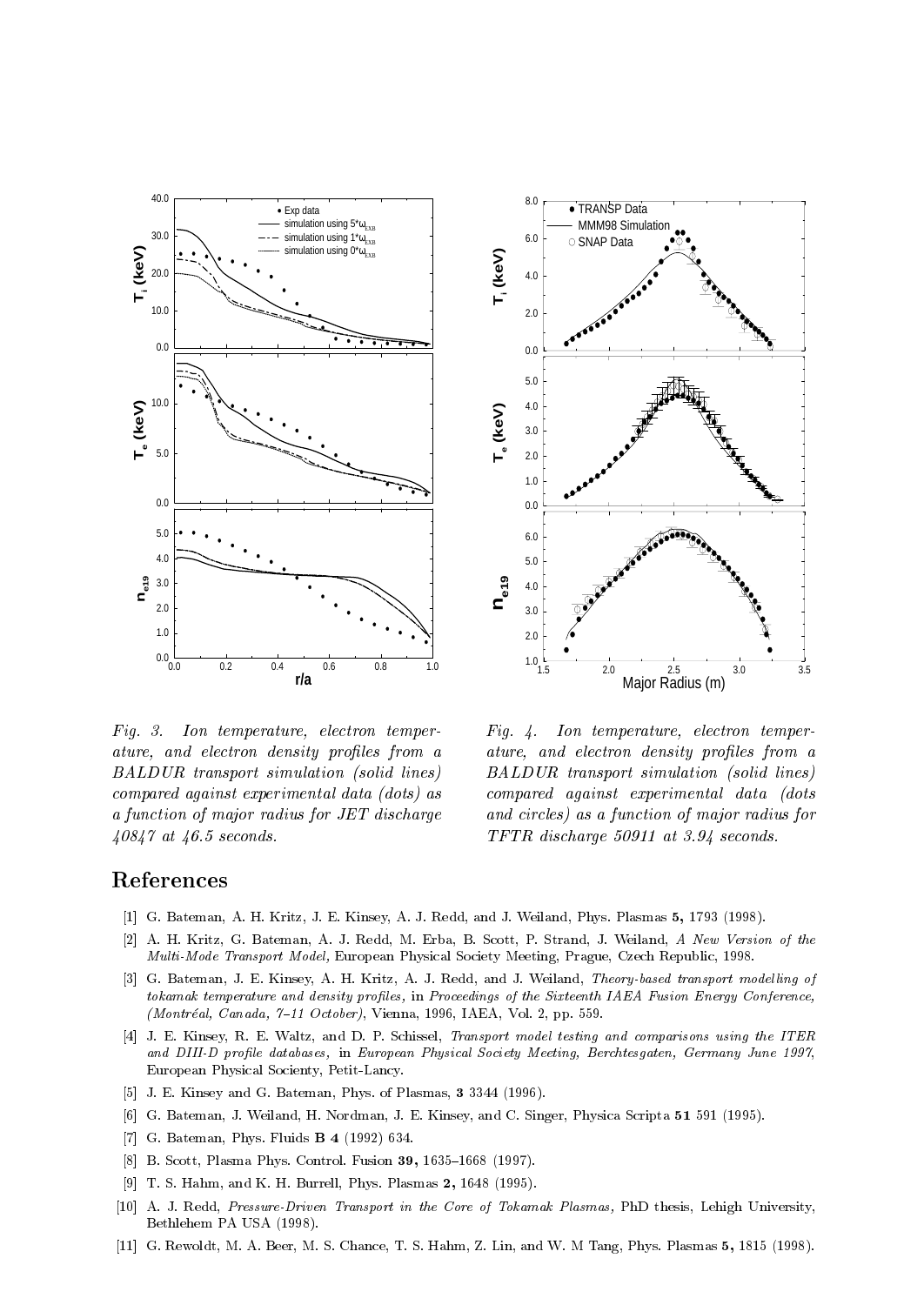40.0
• Exp data
simulation using $5^*\omega_{EXB}$
simulation using $1^*\omega_{EXB}$
simulation using $0^*\omega_{EXB}$
30.0
20.0
10.0
0.0
$T_i$ (keV)
10.0
5.0
0.0
$T_e$ (keV)
5.0
4.0
3.0
2.0
1.0
0.0
$n_{e19}$
0.0 0.2 0.4 0.6 0.8 1.0
r/a

8.0
• TRANSP Data
MMM98 Simulation
○ SNAP Data
6.0
4.0
2.0
0.0
$T_i$ (keV)
5.0
4.0
3.0
2.0
1.0
0.0
$T_e$ (keV)
6.0
5.0
4.0
3.0
2.0
1.0
$n_{e19}$
1.5 2.0 2.5 3.0 3.5
Major Radius (m)

*Fig. 3. Ion temperature, electron temperature, and electron density profiles from a BALDUR transport simulation (solid lines) compared against experimental data (dots) as a function of major radius for JET discharge 40847 at 46.5 seconds.*

*Fig. 4. Ion temperature, electron temperature, and electron density profiles from a BALDUR transport simulation (solid lines) compared against experimental data (dots and circles) as a function of major radius for TFTR discharge 50911 at 3.94 seconds.*

# References

[1] G. Bateman, A. H. Kritz, J. E. Kinsey, A. J. Redd, and J. Weiland, Phys. Plasmas **5,** 1793 (1998).

[2] A. H. Kritz, G. Bateman, A. J. Redd, M. Erba, B. Scott, P. Strand, J. Weiland, *A New Version of the Multi-Mode Transport Model,* European Physical Society Meeting, Prague, Czech Republic, 1998.

[3] G. Bateman, J. E. Kinsey, A. H. Kritz, A. J. Redd, and J. Weiland, *Theory-based transport modelling of tokamak temperature and density profiles,* in *Proceedings of the Sixteenth IAEA Fusion Energy Conference, (Montréal, Canada, 7–11 October)*, Vienna, 1996, IAEA, Vol. 2, pp. 559.

[4] J. E. Kinsey, R. E. Waltz, and D. P. Schissel, *Transport model testing and comparisons using the ITER and DIII-D profile databases,* in *European Physical Society Meeting, Berchtesgaten, Germany June 1997,* European Physical Socienty, Petit-Lancy.

[5] J. E. Kinsey and G. Bateman, Phys. of Plasmas, **3** 3344 (1996).

[6] G. Bateman, J. Weiland, H. Nordman, J. E. Kinsey, and C. Singer, Physica Scripta **51** 591 (1995).

[7] G. Bateman, Phys. Fluids **B 4** (1992) 634.

[8] B. Scott, Plasma Phys. Control. Fusion **39,** 1635–1668 (1997).

[9] T. S. Hahm, and K. H. Burrell, Phys. Plasmas **2,** 1648 (1995).

[10] A. J. Redd, *Pressure-Driven Transport in the Core of Tokamak Plasmas,* PhD thesis, Lehigh University, Bethlehem PA USA (1998).

[11] G. Rewoldt, M. A. Beer, M. S. Chance, T. S. Hahm, Z. Lin, and W. M Tang, Phys. Plasmas **5,** 1815 (1998).